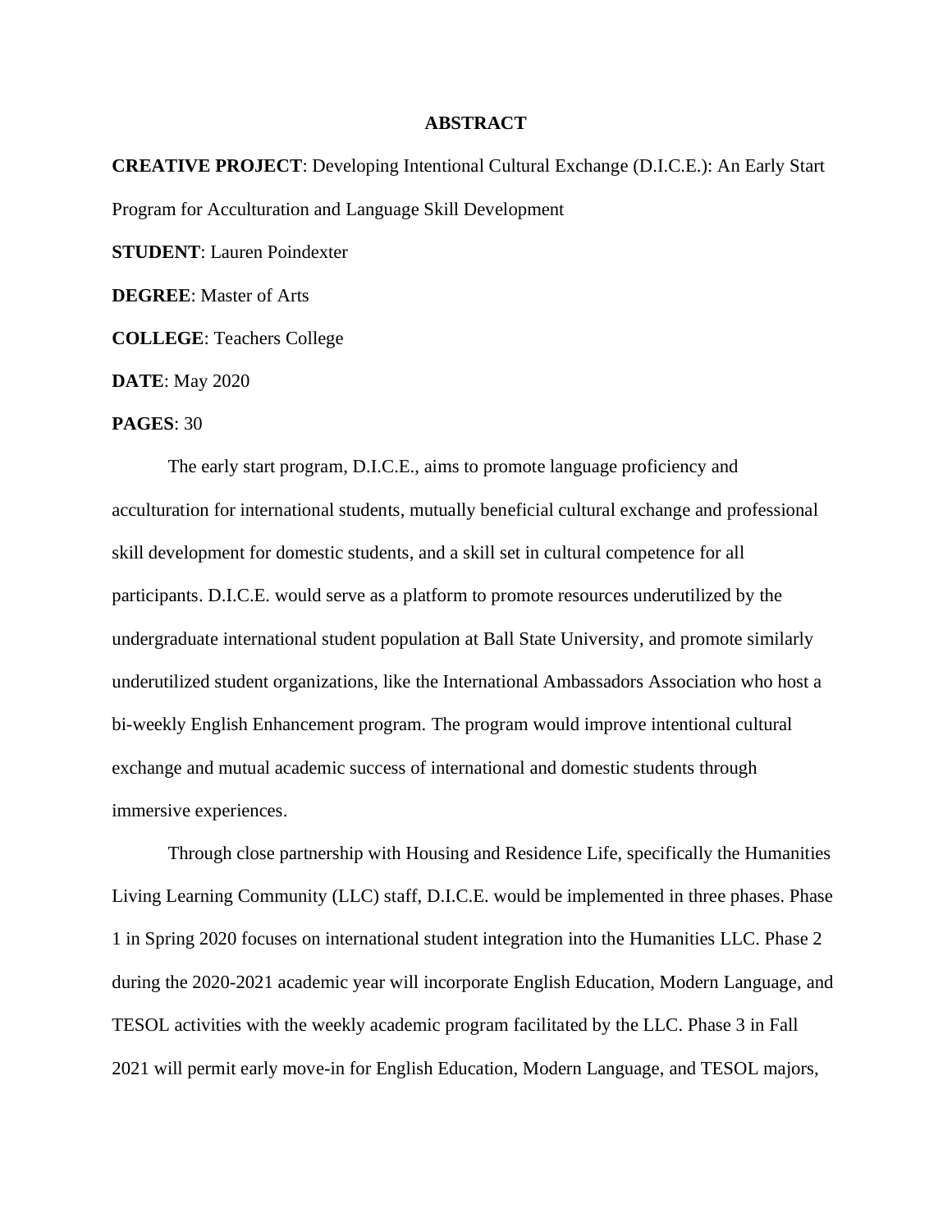# ABSTRACT

**CREATIVE PROJECT**: Developing Intentional Cultural Exchange (D.I.C.E.): An Early Start Program for Acculturation and Language Skill Development

**STUDENT**: Lauren Poindexter

**DEGREE**: Master of Arts

**COLLEGE**: Teachers College

**DATE**: May 2020

**PAGES**: 30

The early start program, D.I.C.E., aims to promote language proficiency and acculturation for international students, mutually beneficial cultural exchange and professional skill development for domestic students, and a skill set in cultural competence for all participants. D.I.C.E. would serve as a platform to promote resources underutilized by the undergraduate international student population at Ball State University, and promote similarly underutilized student organizations, like the International Ambassadors Association who host a bi-weekly English Enhancement program. The program would improve intentional cultural exchange and mutual academic success of international and domestic students through immersive experiences.

Through close partnership with Housing and Residence Life, specifically the Humanities Living Learning Community (LLC) staff, D.I.C.E. would be implemented in three phases. Phase 1 in Spring 2020 focuses on international student integration into the Humanities LLC. Phase 2 during the 2020-2021 academic year will incorporate English Education, Modern Language, and TESOL activities with the weekly academic program facilitated by the LLC. Phase 3 in Fall 2021 will permit early move-in for English Education, Modern Language, and TESOL majors,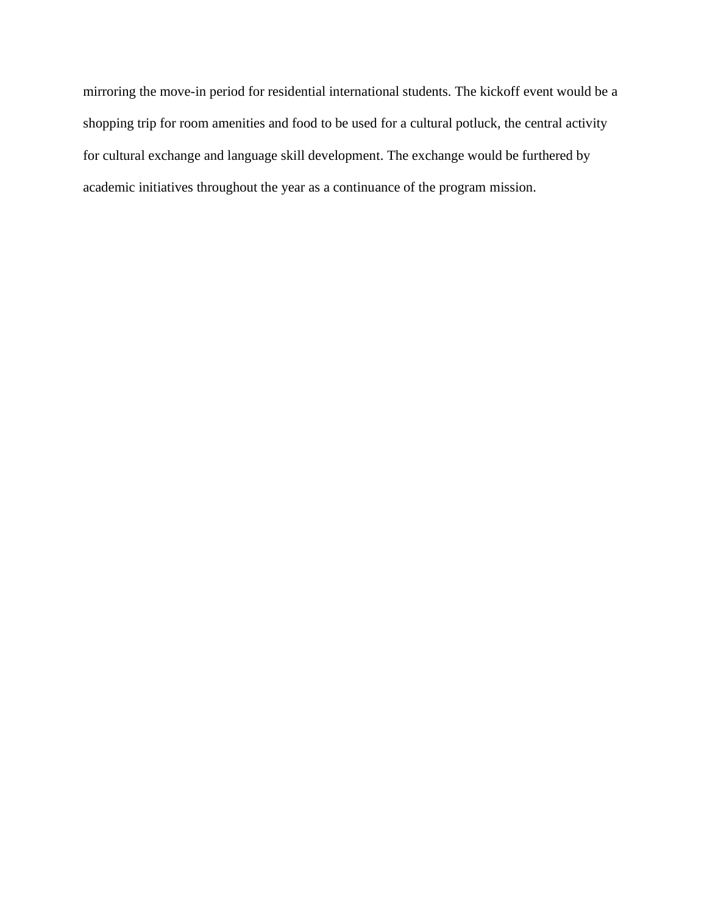mirroring the move-in period for residential international students. The kickoff event would be a shopping trip for room amenities and food to be used for a cultural potluck, the central activity for cultural exchange and language skill development. The exchange would be furthered by academic initiatives throughout the year as a continuance of the program mission.